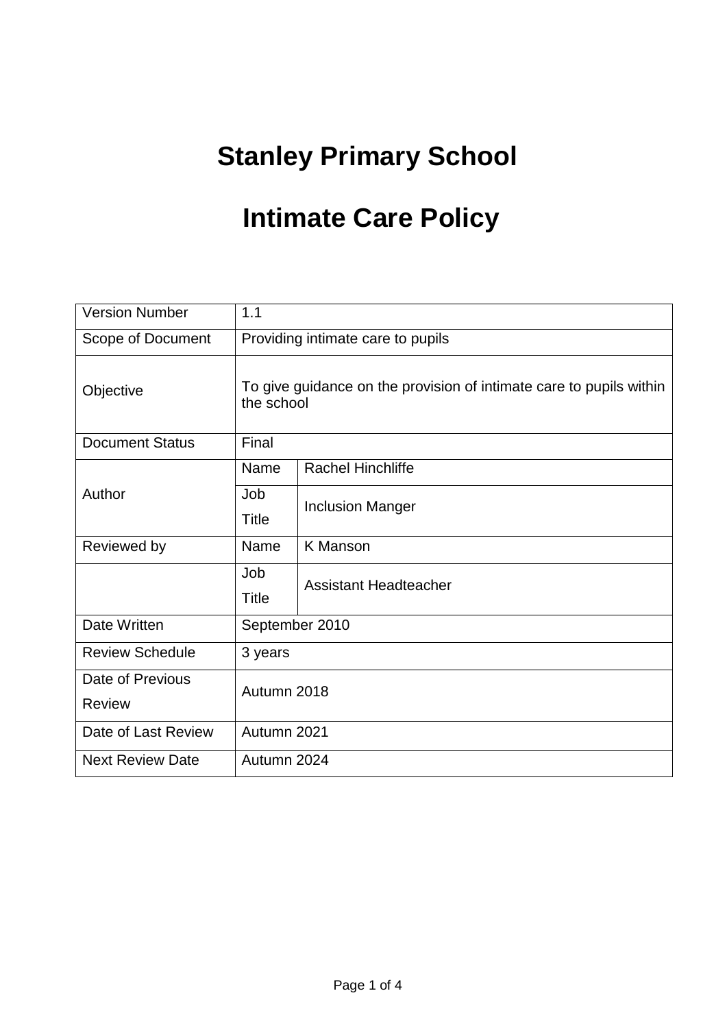# Stanley Primary School

# Intimate Care Policy

| | | |
|---|---|---|
| Version Number | 1.1 | |
| Scope of Document | Providing intimate care to pupils | |
| Objective | To give guidance on the provision of intimate care to pupils within the school | |
| Document Status | Final | |
| Author | Name | Rachel Hinchliffe |
| | Job Title | Inclusion Manger |
| Reviewed by | Name | K Manson |
| | Job Title | Assistant Headteacher |
| Date Written | September 2010 | |
| Review Schedule | 3 years | |
| Date of Previous Review | Autumn 2018 | |
| Date of Last Review | Autumn 2021 | |
| Next Review Date | Autumn 2024 | |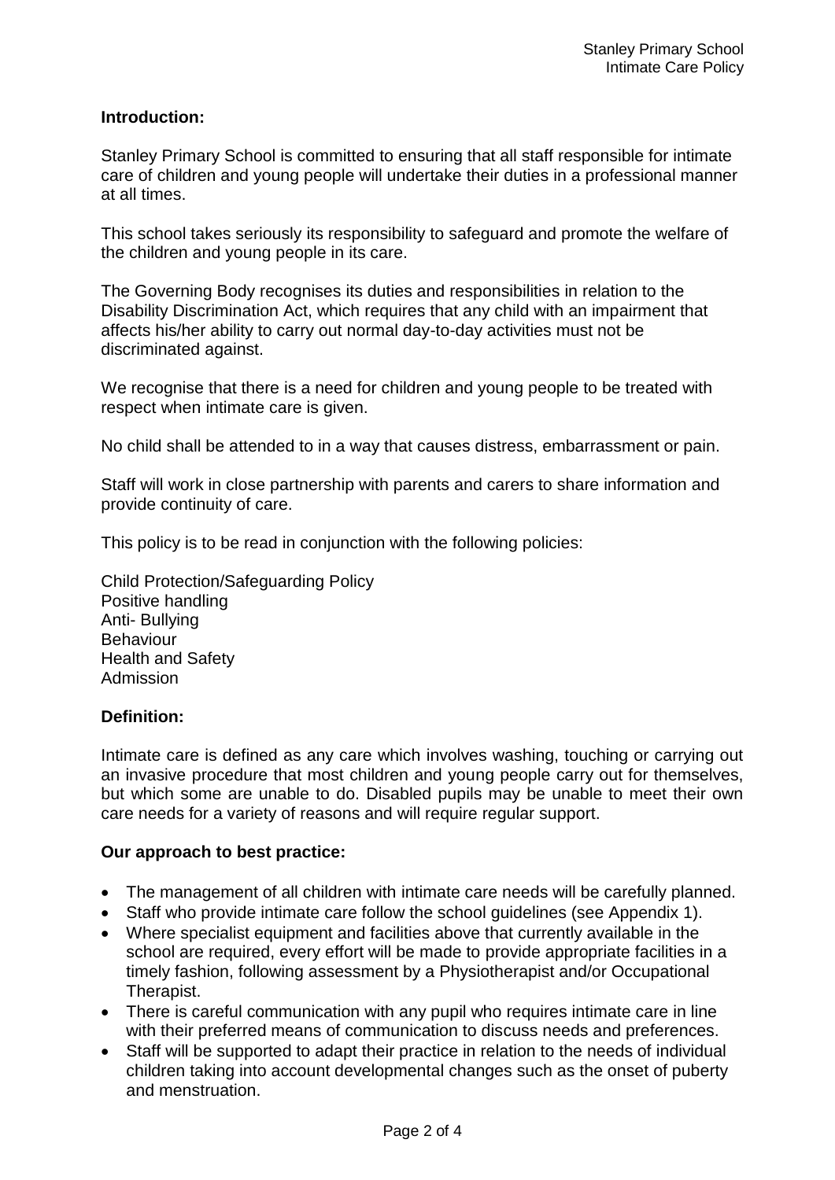**Introduction:**

Stanley Primary School is committed to ensuring that all staff responsible for intimate care of children and young people will undertake their duties in a professional manner at all times.

This school takes seriously its responsibility to safeguard and promote the welfare of the children and young people in its care.

The Governing Body recognises its duties and responsibilities in relation to the Disability Discrimination Act, which requires that any child with an impairment that affects his/her ability to carry out normal day-to-day activities must not be discriminated against.

We recognise that there is a need for children and young people to be treated with respect when intimate care is given.

No child shall be attended to in a way that causes distress, embarrassment or pain.

Staff will work in close partnership with parents and carers to share information and provide continuity of care.

This policy is to be read in conjunction with the following policies:

Child Protection/Safeguarding Policy
Positive handling
Anti- Bullying
Behaviour
Health and Safety
Admission

**Definition:**

Intimate care is defined as any care which involves washing, touching or carrying out an invasive procedure that most children and young people carry out for themselves, but which some are unable to do. Disabled pupils may be unable to meet their own care needs for a variety of reasons and will require regular support.

**Our approach to best practice:**

- The management of all children with intimate care needs will be carefully planned.
- Staff who provide intimate care follow the school guidelines (see Appendix 1).
- Where specialist equipment and facilities above that currently available in the school are required, every effort will be made to provide appropriate facilities in a timely fashion, following assessment by a Physiotherapist and/or Occupational Therapist.
- There is careful communication with any pupil who requires intimate care in line with their preferred means of communication to discuss needs and preferences.
- Staff will be supported to adapt their practice in relation to the needs of individual children taking into account developmental changes such as the onset of puberty and menstruation.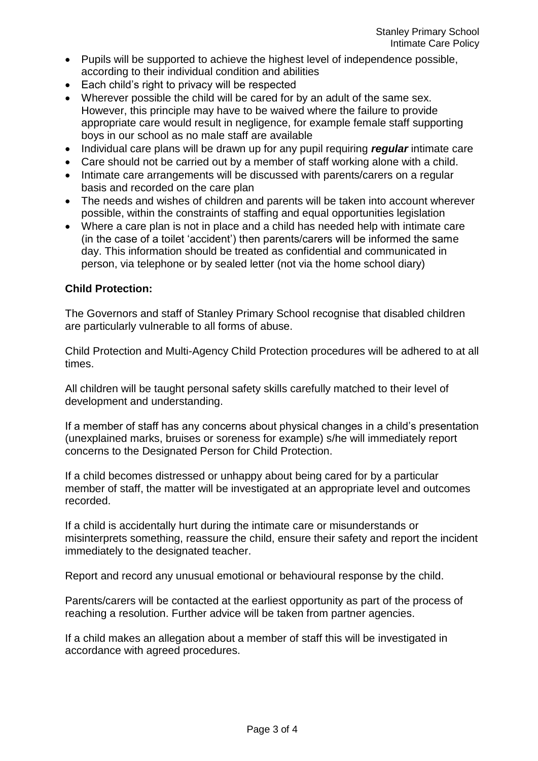- Pupils will be supported to achieve the highest level of independence possible, according to their individual condition and abilities
- Each child's right to privacy will be respected
- Wherever possible the child will be cared for by an adult of the same sex. However, this principle may have to be waived where the failure to provide appropriate care would result in negligence, for example female staff supporting boys in our school as no male staff are available
- Individual care plans will be drawn up for any pupil requiring ***regular*** intimate care
- Care should not be carried out by a member of staff working alone with a child.
- Intimate care arrangements will be discussed with parents/carers on a regular basis and recorded on the care plan
- The needs and wishes of children and parents will be taken into account wherever possible, within the constraints of staffing and equal opportunities legislation
- Where a care plan is not in place and a child has needed help with intimate care (in the case of a toilet 'accident') then parents/carers will be informed the same day. This information should be treated as confidential and communicated in person, via telephone or by sealed letter (not via the home school diary)

**Child Protection:**

The Governors and staff of Stanley Primary School recognise that disabled children are particularly vulnerable to all forms of abuse.

Child Protection and Multi-Agency Child Protection procedures will be adhered to at all times.

All children will be taught personal safety skills carefully matched to their level of development and understanding.

If a member of staff has any concerns about physical changes in a child's presentation (unexplained marks, bruises or soreness for example) s/he will immediately report concerns to the Designated Person for Child Protection.

If a child becomes distressed or unhappy about being cared for by a particular member of staff, the matter will be investigated at an appropriate level and outcomes recorded.

If a child is accidentally hurt during the intimate care or misunderstands or misinterprets something, reassure the child, ensure their safety and report the incident immediately to the designated teacher.

Report and record any unusual emotional or behavioural response by the child.

Parents/carers will be contacted at the earliest opportunity as part of the process of reaching a resolution. Further advice will be taken from partner agencies.

If a child makes an allegation about a member of staff this will be investigated in accordance with agreed procedures.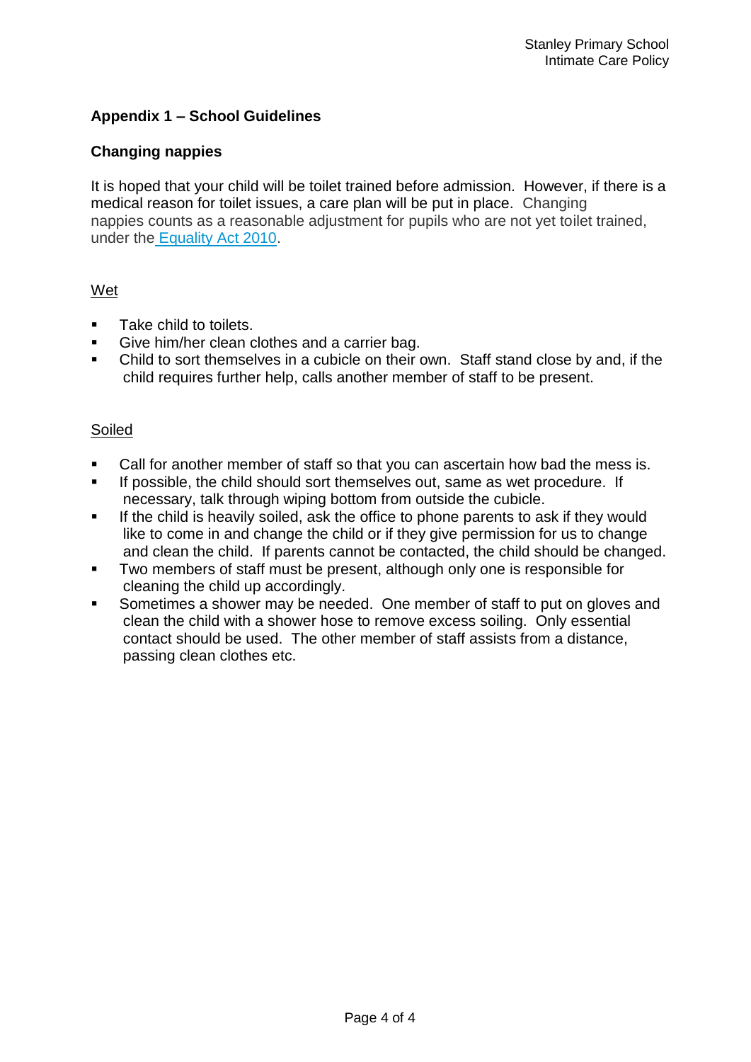## Appendix 1 – School Guidelines

### Changing nappies

It is hoped that your child will be toilet trained before admission. However, if there is a medical reason for toilet issues, a care plan will be put in place. Changing nappies counts as a reasonable adjustment for pupils who are not yet toilet trained, under the [Equality Act 2010](#).

Wet

- Take child to toilets.
- Give him/her clean clothes and a carrier bag.
- Child to sort themselves in a cubicle on their own. Staff stand close by and, if the child requires further help, calls another member of staff to be present.

Soiled

- Call for another member of staff so that you can ascertain how bad the mess is.
- If possible, the child should sort themselves out, same as wet procedure. If necessary, talk through wiping bottom from outside the cubicle.
- If the child is heavily soiled, ask the office to phone parents to ask if they would like to come in and change the child or if they give permission for us to change and clean the child. If parents cannot be contacted, the child should be changed.
- Two members of staff must be present, although only one is responsible for cleaning the child up accordingly.
- Sometimes a shower may be needed. One member of staff to put on gloves and clean the child with a shower hose to remove excess soiling. Only essential contact should be used. The other member of staff assists from a distance, passing clean clothes etc.